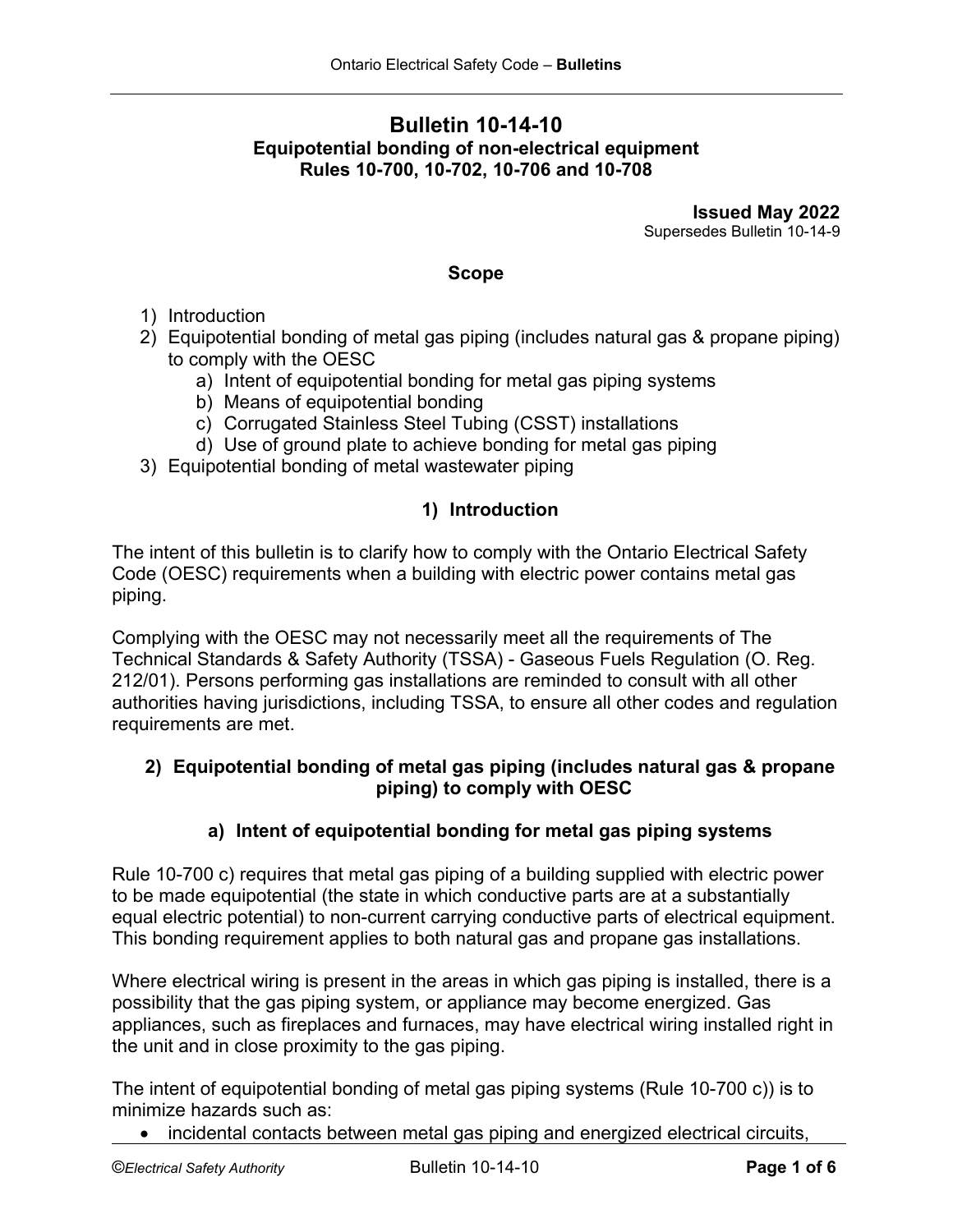# Bulletin 10-14-10

**Equipotential bonding of non-electrical equipment**
**Rules 10-700, 10-702, 10-706 and 10-708**

**Issued May 2022**
Supersedes Bulletin 10-14-9

## Scope

1) Introduction
2) Equipotential bonding of metal gas piping (includes natural gas & propane piping) to comply with the OESC
    a) Intent of equipotential bonding for metal gas piping systems
    b) Means of equipotential bonding
    c) Corrugated Stainless Steel Tubing (CSST) installations
    d) Use of ground plate to achieve bonding for metal gas piping
3) Equipotential bonding of metal wastewater piping

## 1) Introduction

The intent of this bulletin is to clarify how to comply with the Ontario Electrical Safety Code (OESC) requirements when a building with electric power contains metal gas piping.

Complying with the OESC may not necessarily meet all the requirements of The Technical Standards & Safety Authority (TSSA) - Gaseous Fuels Regulation (O. Reg. 212/01). Persons performing gas installations are reminded to consult with all other authorities having jurisdictions, including TSSA, to ensure all other codes and regulation requirements are met.

## 2) Equipotential bonding of metal gas piping (includes natural gas & propane piping) to comply with OESC

### a) Intent of equipotential bonding for metal gas piping systems

Rule 10-700 c) requires that metal gas piping of a building supplied with electric power to be made equipotential (the state in which conductive parts are at a substantially equal electric potential) to non-current carrying conductive parts of electrical equipment. This bonding requirement applies to both natural gas and propane gas installations.

Where electrical wiring is present in the areas in which gas piping is installed, there is a possibility that the gas piping system, or appliance may become energized. Gas appliances, such as fireplaces and furnaces, may have electrical wiring installed right in the unit and in close proximity to the gas piping.

The intent of equipotential bonding of metal gas piping systems (Rule 10-700 c)) is to minimize hazards such as:

- incidental contacts between metal gas piping and energized electrical circuits,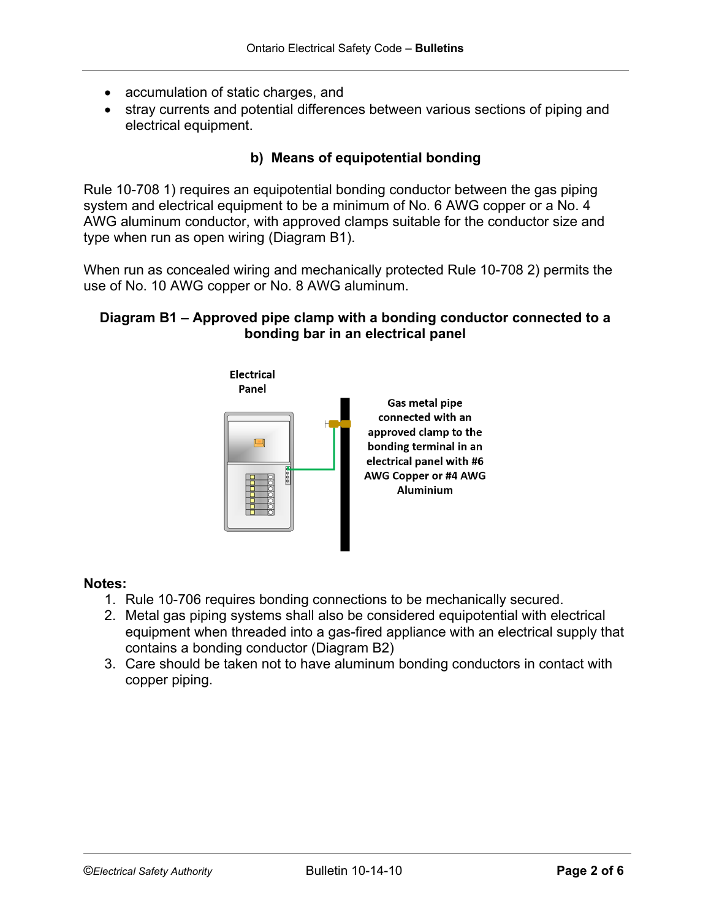- accumulation of static charges, and
- stray currents and potential differences between various sections of piping and electrical equipment.

### b) Means of equipotential bonding

Rule 10-708 1) requires an equipotential bonding conductor between the gas piping system and electrical equipment to be a minimum of No. 6 AWG copper or a No. 4 AWG aluminum conductor, with approved clamps suitable for the conductor size and type when run as open wiring (Diagram B1).

When run as concealed wiring and mechanically protected Rule 10-708 2) permits the use of No. 10 AWG copper or No. 8 AWG aluminum.

**Diagram B1 – Approved pipe clamp with a bonding conductor connected to a bonding bar in an electrical panel**

Electrical Panel

Gas metal pipe connected with an approved clamp to the bonding terminal in an electrical panel with #6 AWG Copper or #4 AWG Aluminium

**Notes:**

1. Rule 10-706 requires bonding connections to be mechanically secured.
2. Metal gas piping systems shall also be considered equipotential with electrical equipment when threaded into a gas-fired appliance with an electrical supply that contains a bonding conductor (Diagram B2)
3. Care should be taken not to have aluminum bonding conductors in contact with copper piping.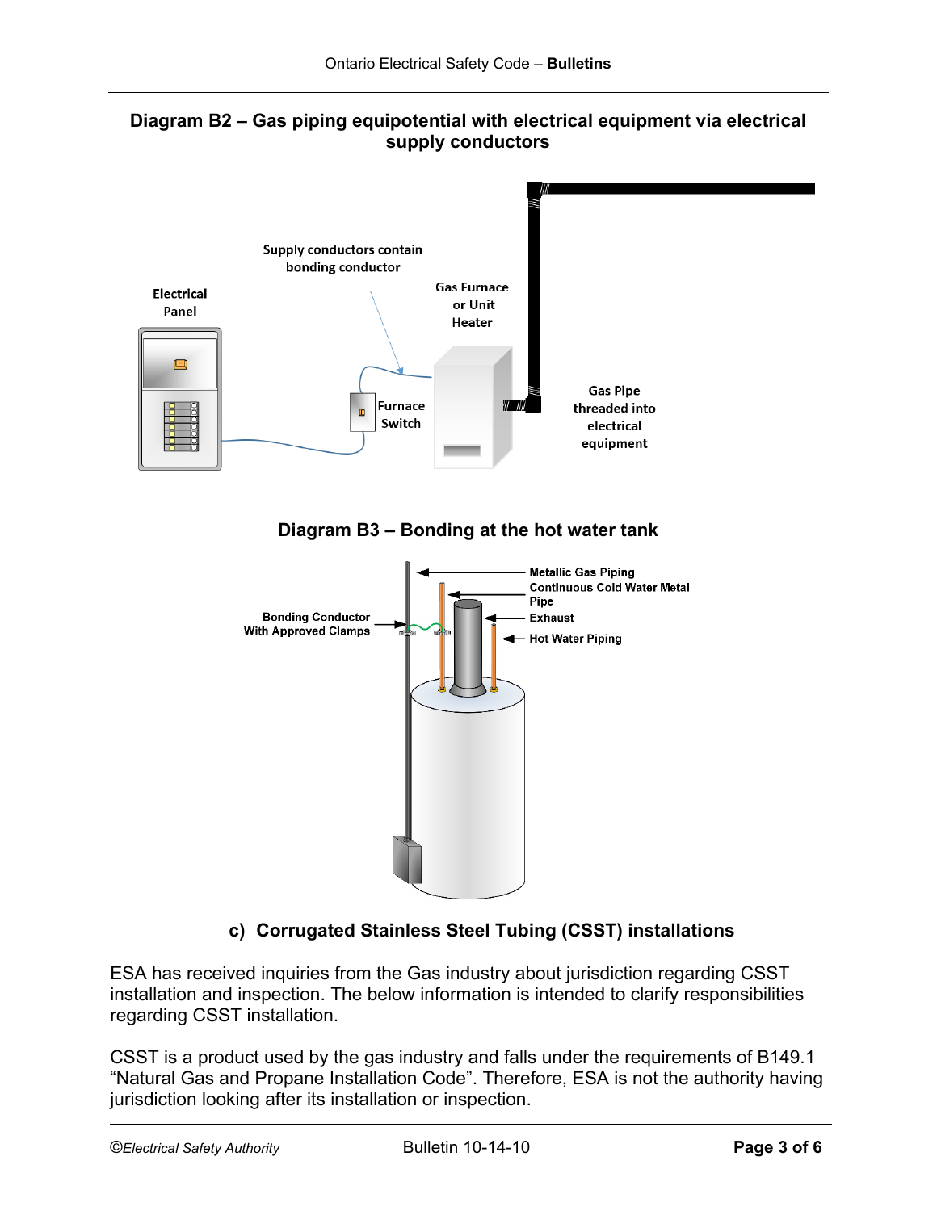**Diagram B2 – Gas piping equipotential with electrical equipment via electrical supply conductors**

Electrical Panel

Supply conductors contain bonding conductor

Gas Furnace or Unit Heater

Furnace Switch

Gas Pipe threaded into electrical equipment

**Diagram B3 – Bonding at the hot water tank**

Metallic Gas Piping

Continuous Cold Water Metal Pipe

Exhaust

Hot Water Piping

Bonding Conductor With Approved Clamps

## c) Corrugated Stainless Steel Tubing (CSST) installations

ESA has received inquiries from the Gas industry about jurisdiction regarding CSST installation and inspection. The below information is intended to clarify responsibilities regarding CSST installation.

CSST is a product used by the gas industry and falls under the requirements of B149.1 “Natural Gas and Propane Installation Code”. Therefore, ESA is not the authority having jurisdiction looking after its installation or inspection.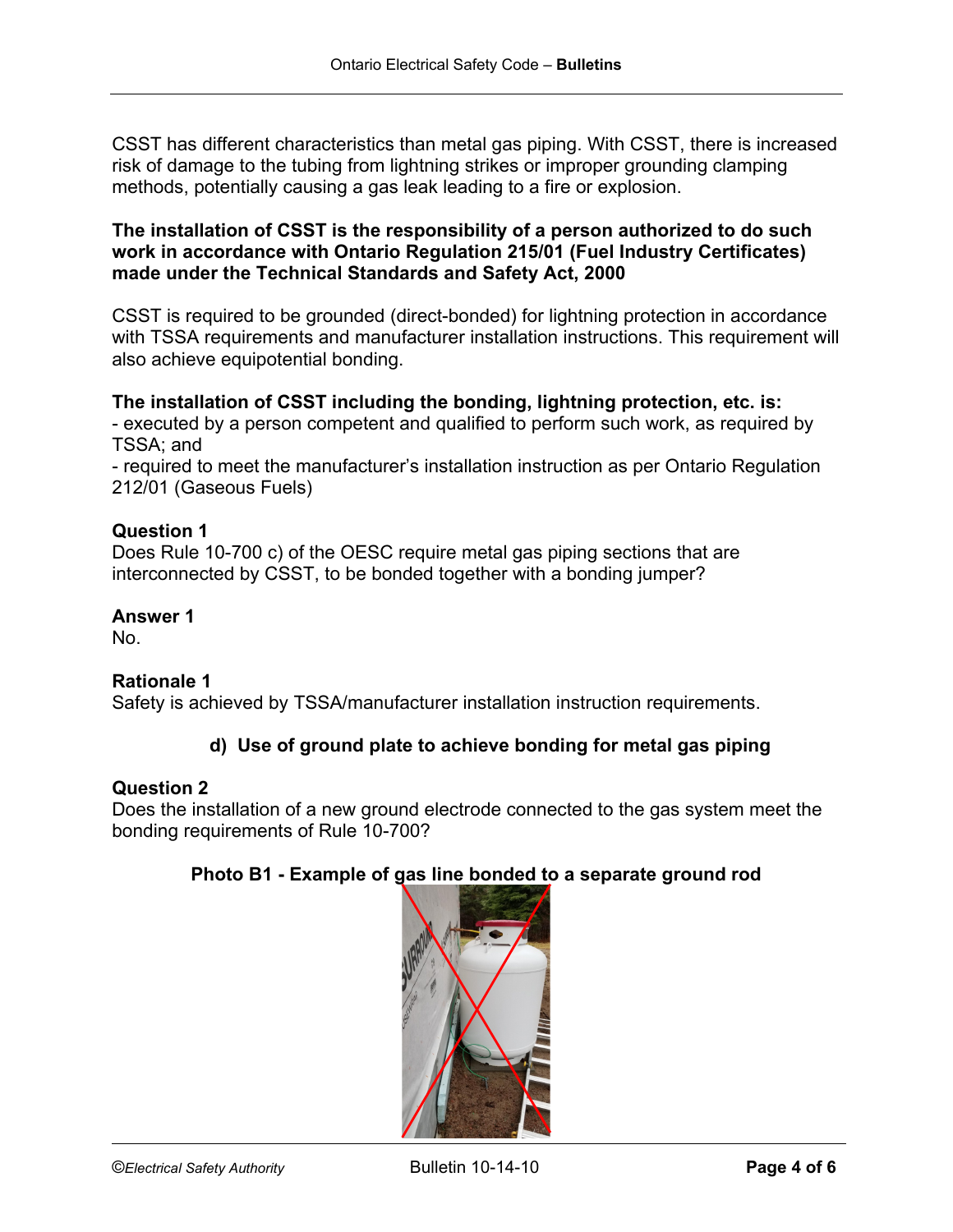CSST has different characteristics than metal gas piping. With CSST, there is increased risk of damage to the tubing from lightning strikes or improper grounding clamping methods, potentially causing a gas leak leading to a fire or explosion.

**The installation of CSST is the responsibility of a person authorized to do such work in accordance with Ontario Regulation 215/01 (Fuel Industry Certificates) made under the Technical Standards and Safety Act, 2000**

CSST is required to be grounded (direct-bonded) for lightning protection in accordance with TSSA requirements and manufacturer installation instructions. This requirement will also achieve equipotential bonding.

**The installation of CSST including the bonding, lightning protection, etc. is:**

- executed by a person competent and qualified to perform such work, as required by TSSA; and
- required to meet the manufacturer's installation instruction as per Ontario Regulation 212/01 (Gaseous Fuels)

**Question 1**

Does Rule 10-700 c) of the OESC require metal gas piping sections that are interconnected by CSST, to be bonded together with a bonding jumper?

**Answer 1**

No.

**Rationale 1**

Safety is achieved by TSSA/manufacturer installation instruction requirements.

### d) Use of ground plate to achieve bonding for metal gas piping

**Question 2**

Does the installation of a new ground electrode connected to the gas system meet the bonding requirements of Rule 10-700?

**Photo B1 - Example of gas line bonded to a separate ground rod**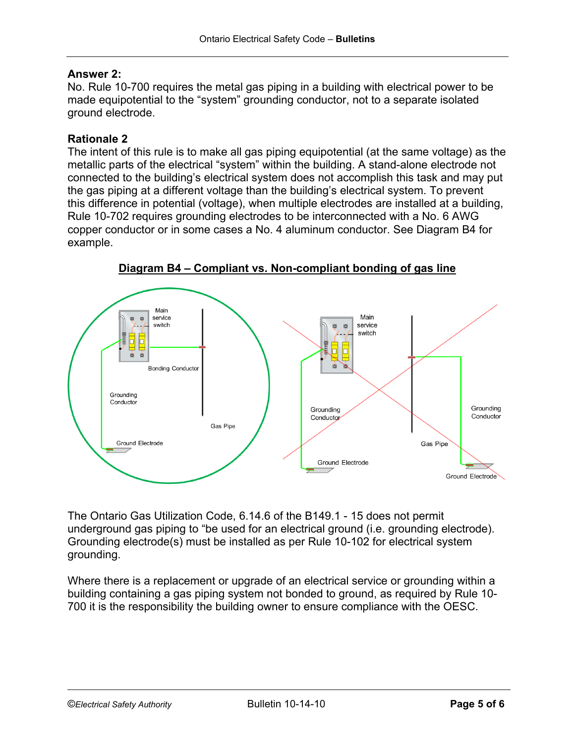**Answer 2:**
No. Rule 10-700 requires the metal gas piping in a building with electrical power to be made equipotential to the “system” grounding conductor, not to a separate isolated ground electrode.

**Rationale 2**
The intent of this rule is to make all gas piping equipotential (at the same voltage) as the metallic parts of the electrical “system” within the building. A stand-alone electrode not connected to the building’s electrical system does not accomplish this task and may put the gas piping at a different voltage than the building’s electrical system. To prevent this difference in potential (voltage), when multiple electrodes are installed at a building, Rule 10-702 requires grounding electrodes to be interconnected with a No. 6 AWG copper conductor or in some cases a No. 4 aluminum conductor. See Diagram B4 for example.

**Diagram B4 – Compliant vs. Non-compliant bonding of gas line**

The Ontario Gas Utilization Code, 6.14.6 of the B149.1 - 15 does not permit underground gas piping to “be used for an electrical ground (i.e. grounding electrode). Grounding electrode(s) must be installed as per Rule 10-102 for electrical system grounding.

Where there is a replacement or upgrade of an electrical service or grounding within a building containing a gas piping system not bonded to ground, as required by Rule 10-700 it is the responsibility the building owner to ensure compliance with the OESC.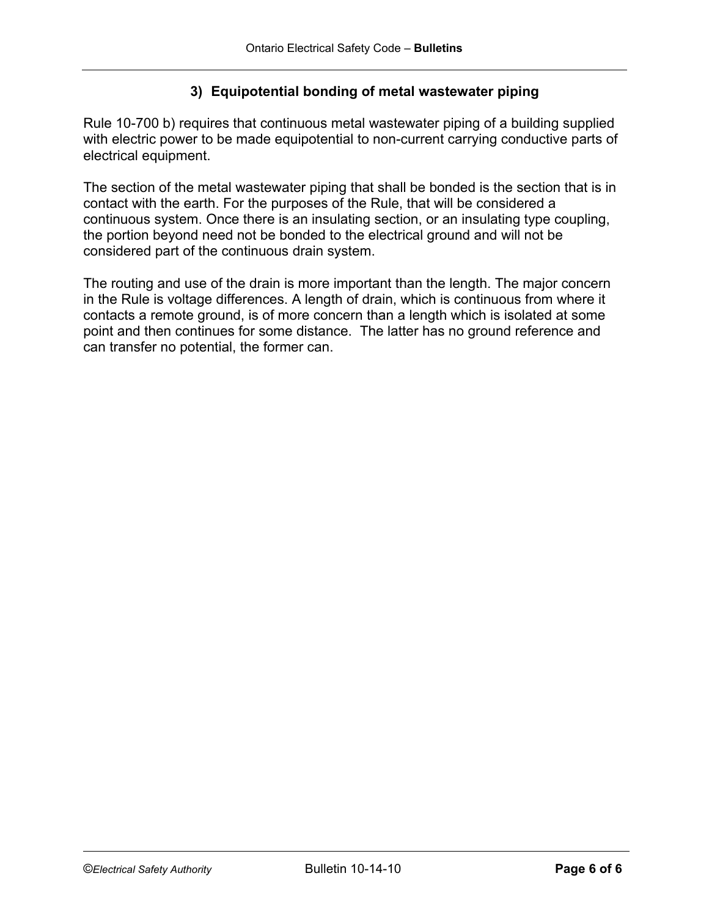### 3) Equipotential bonding of metal wastewater piping

Rule 10-700 b) requires that continuous metal wastewater piping of a building supplied with electric power to be made equipotential to non-current carrying conductive parts of electrical equipment.

The section of the metal wastewater piping that shall be bonded is the section that is in contact with the earth. For the purposes of the Rule, that will be considered a continuous system. Once there is an insulating section, or an insulating type coupling, the portion beyond need not be bonded to the electrical ground and will not be considered part of the continuous drain system.

The routing and use of the drain is more important than the length. The major concern in the Rule is voltage differences. A length of drain, which is continuous from where it contacts a remote ground, is of more concern than a length which is isolated at some point and then continues for some distance. The latter has no ground reference and can transfer no potential, the former can.